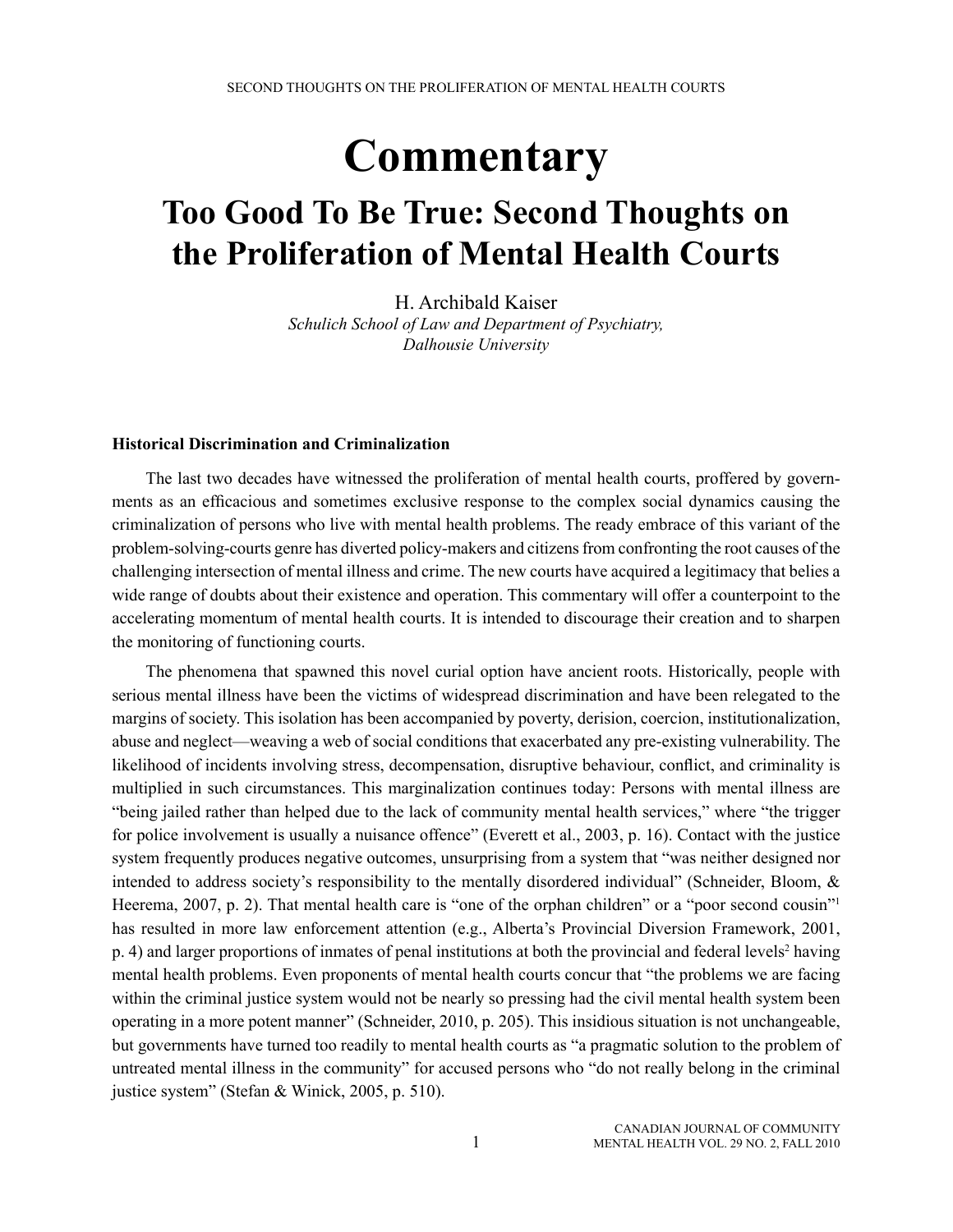# Commentary

## Too Good To Be True: Second Thoughts on the Proliferation of Mental Health Courts

H. Archibald Kaiser

*Schulich School of Law and Department of Psychiatry, Dalhousie University*

### Historical Discrimination and Criminalization

The last two decades have witnessed the proliferation of mental health courts, proffered by governments as an efficacious and sometimes exclusive response to the complex social dynamics causing the criminalization of persons who live with mental health problems. The ready embrace of this variant of the problem-solving-courts genre has diverted policy-makers and citizens from confronting the root causes of the challenging intersection of mental illness and crime. The new courts have acquired a legitimacy that belies a wide range of doubts about their existence and operation. This commentary will offer a counterpoint to the accelerating momentum of mental health courts. It is intended to discourage their creation and to sharpen the monitoring of functioning courts.

The phenomena that spawned this novel curial option have ancient roots. Historically, people with serious mental illness have been the victims of widespread discrimination and have been relegated to the margins of society. This isolation has been accompanied by poverty, derision, coercion, institutionalization, abuse and neglect—weaving a web of social conditions that exacerbated any pre-existing vulnerability. The likelihood of incidents involving stress, decompensation, disruptive behaviour, conflict, and criminality is multiplied in such circumstances. This marginalization continues today: Persons with mental illness are "being jailed rather than helped due to the lack of community mental health services," where "the trigger for police involvement is usually a nuisance offence" (Everett et al., 2003, p. 16). Contact with the justice system frequently produces negative outcomes, unsurprising from a system that "was neither designed nor intended to address society's responsibility to the mentally disordered individual" (Schneider, Bloom, & Heerema, 2007, p. 2). That mental health care is "one of the orphan children" or a "poor second cousin"[1] has resulted in more law enforcement attention (e.g., Alberta's Provincial Diversion Framework, 2001, p. 4) and larger proportions of inmates of penal institutions at both the provincial and federal levels[2] having mental health problems. Even proponents of mental health courts concur that "the problems we are facing within the criminal justice system would not be nearly so pressing had the civil mental health system been operating in a more potent manner" (Schneider, 2010, p. 205). This insidious situation is not unchangeable, but governments have turned too readily to mental health courts as "a pragmatic solution to the problem of untreated mental illness in the community" for accused persons who "do not really belong in the criminal justice system" (Stefan & Winick, 2005, p. 510).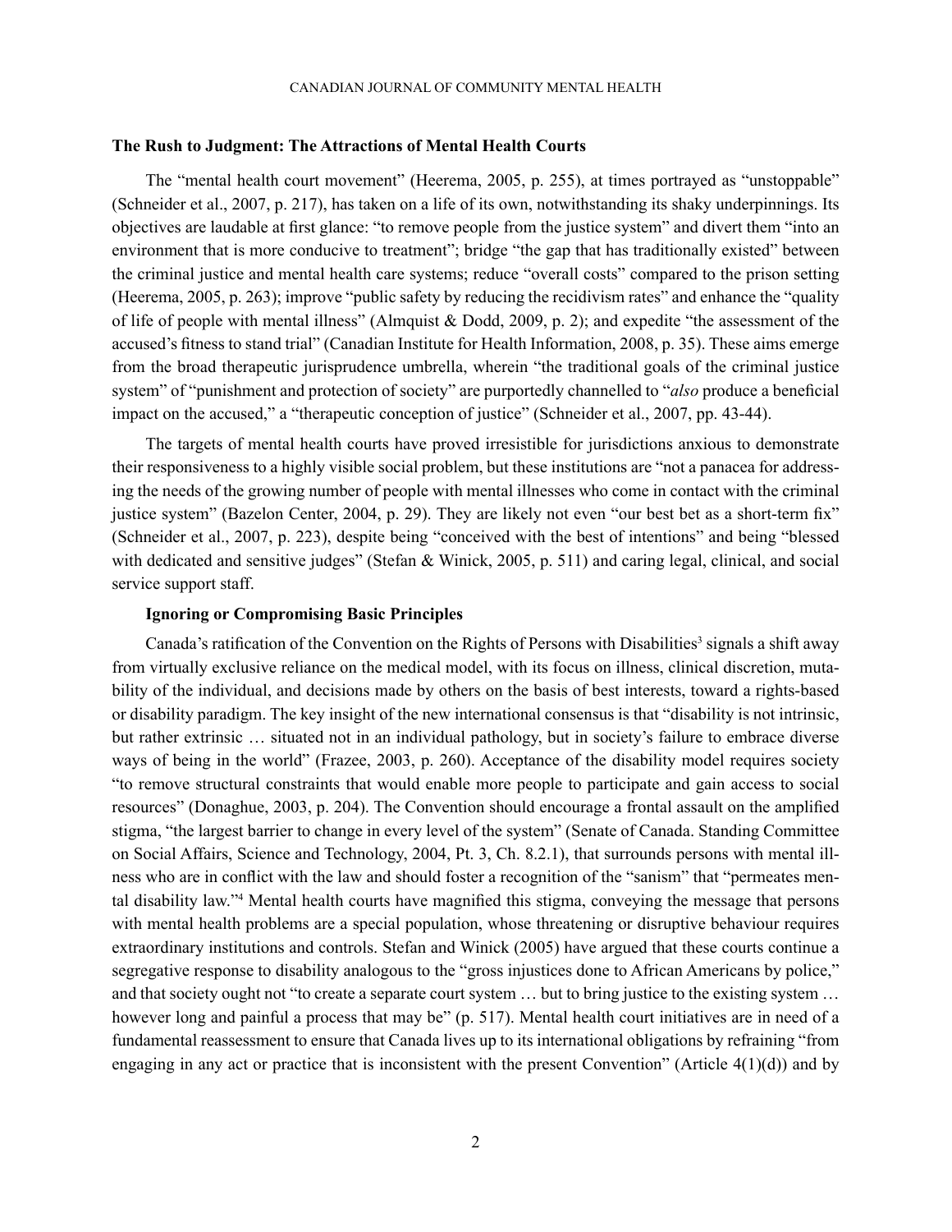## The Rush to Judgment: The Attractions of Mental Health Courts

The "mental health court movement" (Heerema, 2005, p. 255), at times portrayed as "unstoppable" (Schneider et al., 2007, p. 217), has taken on a life of its own, notwithstanding its shaky underpinnings. Its objectives are laudable at first glance: "to remove people from the justice system" and divert them "into an environment that is more conducive to treatment"; bridge "the gap that has traditionally existed" between the criminal justice and mental health care systems; reduce "overall costs" compared to the prison setting (Heerema, 2005, p. 263); improve "public safety by reducing the recidivism rates" and enhance the "quality of life of people with mental illness" (Almquist & Dodd, 2009, p. 2); and expedite "the assessment of the accused's fitness to stand trial" (Canadian Institute for Health Information, 2008, p. 35). These aims emerge from the broad therapeutic jurisprudence umbrella, wherein "the traditional goals of the criminal justice system" of "punishment and protection of society" are purportedly channelled to "*also* produce a beneficial impact on the accused," a "therapeutic conception of justice" (Schneider et al., 2007, pp. 43-44).

The targets of mental health courts have proved irresistible for jurisdictions anxious to demonstrate their responsiveness to a highly visible social problem, but these institutions are "not a panacea for addressing the needs of the growing number of people with mental illnesses who come in contact with the criminal justice system" (Bazelon Center, 2004, p. 29). They are likely not even "our best bet as a short-term fix" (Schneider et al., 2007, p. 223), despite being "conceived with the best of intentions" and being "blessed with dedicated and sensitive judges" (Stefan & Winick, 2005, p. 511) and caring legal, clinical, and social service support staff.

### Ignoring or Compromising Basic Principles

Canada's ratification of the Convention on the Rights of Persons with Disabilities[3] signals a shift away from virtually exclusive reliance on the medical model, with its focus on illness, clinical discretion, mutability of the individual, and decisions made by others on the basis of best interests, toward a rights-based or disability paradigm. The key insight of the new international consensus is that "disability is not intrinsic, but rather extrinsic … situated not in an individual pathology, but in society's failure to embrace diverse ways of being in the world" (Frazee, 2003, p. 260). Acceptance of the disability model requires society "to remove structural constraints that would enable more people to participate and gain access to social resources" (Donaghue, 2003, p. 204). The Convention should encourage a frontal assault on the amplified stigma, "the largest barrier to change in every level of the system" (Senate of Canada. Standing Committee on Social Affairs, Science and Technology, 2004, Pt. 3, Ch. 8.2.1), that surrounds persons with mental illness who are in conflict with the law and should foster a recognition of the "sanism" that "permeates mental disability law."[4] Mental health courts have magnified this stigma, conveying the message that persons with mental health problems are a special population, whose threatening or disruptive behaviour requires extraordinary institutions and controls. Stefan and Winick (2005) have argued that these courts continue a segregative response to disability analogous to the "gross injustices done to African Americans by police," and that society ought not "to create a separate court system … but to bring justice to the existing system … however long and painful a process that may be" (p. 517). Mental health court initiatives are in need of a fundamental reassessment to ensure that Canada lives up to its international obligations by refraining "from engaging in any act or practice that is inconsistent with the present Convention" (Article 4(1)(d)) and by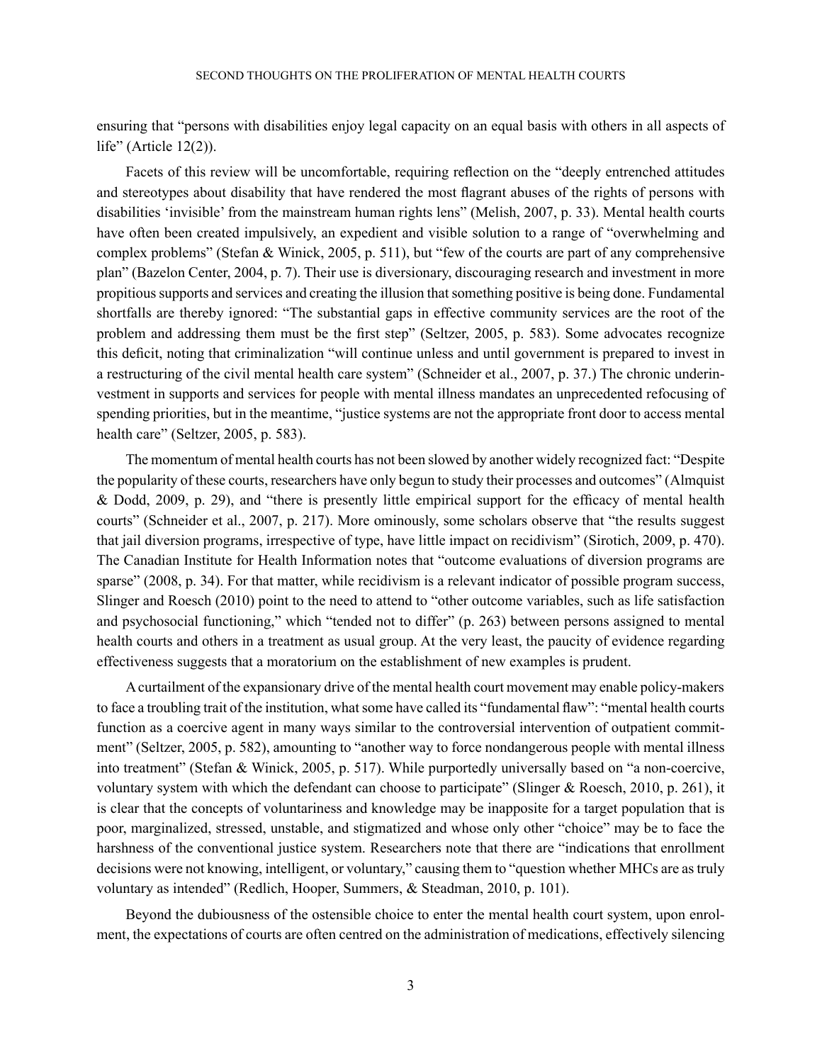ensuring that "persons with disabilities enjoy legal capacity on an equal basis with others in all aspects of life" (Article 12(2)).

Facets of this review will be uncomfortable, requiring reflection on the "deeply entrenched attitudes and stereotypes about disability that have rendered the most flagrant abuses of the rights of persons with disabilities 'invisible' from the mainstream human rights lens" (Melish, 2007, p. 33). Mental health courts have often been created impulsively, an expedient and visible solution to a range of "overwhelming and complex problems" (Stefan & Winick, 2005, p. 511), but "few of the courts are part of any comprehensive plan" (Bazelon Center, 2004, p. 7). Their use is diversionary, discouraging research and investment in more propitious supports and services and creating the illusion that something positive is being done. Fundamental shortfalls are thereby ignored: "The substantial gaps in effective community services are the root of the problem and addressing them must be the first step" (Seltzer, 2005, p. 583). Some advocates recognize this deficit, noting that criminalization "will continue unless and until government is prepared to invest in a restructuring of the civil mental health care system" (Schneider et al., 2007, p. 37.) The chronic underinvestment in supports and services for people with mental illness mandates an unprecedented refocusing of spending priorities, but in the meantime, "justice systems are not the appropriate front door to access mental health care" (Seltzer, 2005, p. 583).

The momentum of mental health courts has not been slowed by another widely recognized fact: "Despite the popularity of these courts, researchers have only begun to study their processes and outcomes" (Almquist & Dodd, 2009, p. 29), and "there is presently little empirical support for the efficacy of mental health courts" (Schneider et al., 2007, p. 217). More ominously, some scholars observe that "the results suggest that jail diversion programs, irrespective of type, have little impact on recidivism" (Sirotich, 2009, p. 470). The Canadian Institute for Health Information notes that "outcome evaluations of diversion programs are sparse" (2008, p. 34). For that matter, while recidivism is a relevant indicator of possible program success, Slinger and Roesch (2010) point to the need to attend to "other outcome variables, such as life satisfaction and psychosocial functioning," which "tended not to differ" (p. 263) between persons assigned to mental health courts and others in a treatment as usual group. At the very least, the paucity of evidence regarding effectiveness suggests that a moratorium on the establishment of new examples is prudent.

A curtailment of the expansionary drive of the mental health court movement may enable policy-makers to face a troubling trait of the institution, what some have called its "fundamental flaw": "mental health courts function as a coercive agent in many ways similar to the controversial intervention of outpatient commitment" (Seltzer, 2005, p. 582), amounting to "another way to force nondangerous people with mental illness into treatment" (Stefan & Winick, 2005, p. 517). While purportedly universally based on "a non-coercive, voluntary system with which the defendant can choose to participate" (Slinger & Roesch, 2010, p. 261), it is clear that the concepts of voluntariness and knowledge may be inapposite for a target population that is poor, marginalized, stressed, unstable, and stigmatized and whose only other "choice" may be to face the harshness of the conventional justice system. Researchers note that there are "indications that enrollment decisions were not knowing, intelligent, or voluntary," causing them to "question whether MHCs are as truly voluntary as intended" (Redlich, Hooper, Summers, & Steadman, 2010, p. 101).

Beyond the dubiousness of the ostensible choice to enter the mental health court system, upon enrolment, the expectations of courts are often centred on the administration of medications, effectively silencing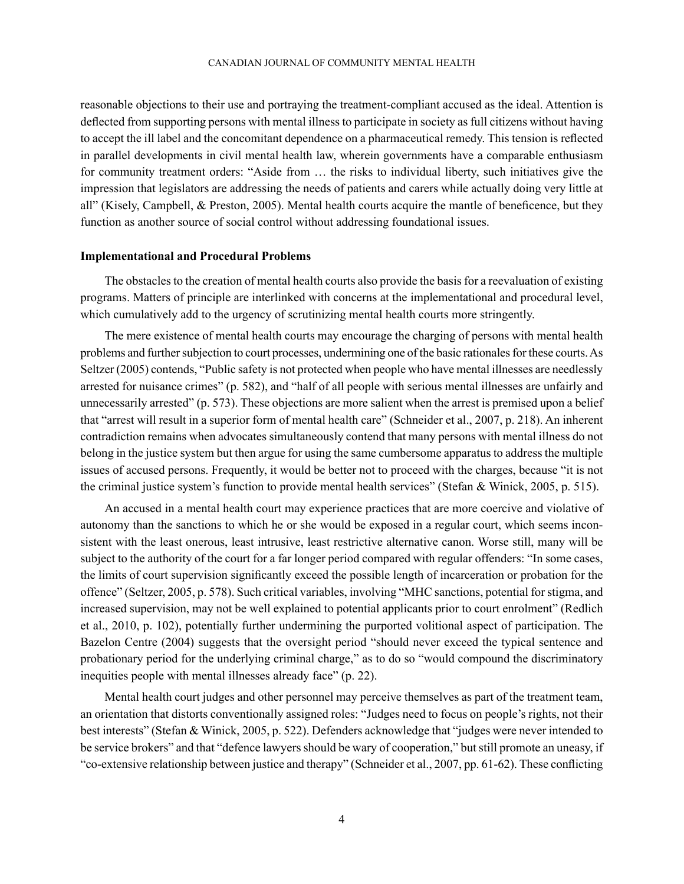reasonable objections to their use and portraying the treatment-compliant accused as the ideal. Attention is deflected from supporting persons with mental illness to participate in society as full citizens without having to accept the ill label and the concomitant dependence on a pharmaceutical remedy. This tension is reflected in parallel developments in civil mental health law, wherein governments have a comparable enthusiasm for community treatment orders: "Aside from … the risks to individual liberty, such initiatives give the impression that legislators are addressing the needs of patients and carers while actually doing very little at all" (Kisely, Campbell, & Preston, 2005). Mental health courts acquire the mantle of beneficence, but they function as another source of social control without addressing foundational issues.

### Implementational and Procedural Problems

The obstacles to the creation of mental health courts also provide the basis for a reevaluation of existing programs. Matters of principle are interlinked with concerns at the implementational and procedural level, which cumulatively add to the urgency of scrutinizing mental health courts more stringently.

The mere existence of mental health courts may encourage the charging of persons with mental health problems and further subjection to court processes, undermining one of the basic rationales for these courts. As Seltzer (2005) contends, "Public safety is not protected when people who have mental illnesses are needlessly arrested for nuisance crimes" (p. 582), and "half of all people with serious mental illnesses are unfairly and unnecessarily arrested" (p. 573). These objections are more salient when the arrest is premised upon a belief that "arrest will result in a superior form of mental health care" (Schneider et al., 2007, p. 218). An inherent contradiction remains when advocates simultaneously contend that many persons with mental illness do not belong in the justice system but then argue for using the same cumbersome apparatus to address the multiple issues of accused persons. Frequently, it would be better not to proceed with the charges, because "it is not the criminal justice system's function to provide mental health services" (Stefan & Winick, 2005, p. 515).

An accused in a mental health court may experience practices that are more coercive and violative of autonomy than the sanctions to which he or she would be exposed in a regular court, which seems inconsistent with the least onerous, least intrusive, least restrictive alternative canon. Worse still, many will be subject to the authority of the court for a far longer period compared with regular offenders: "In some cases, the limits of court supervision significantly exceed the possible length of incarceration or probation for the offence" (Seltzer, 2005, p. 578). Such critical variables, involving "MHC sanctions, potential for stigma, and increased supervision, may not be well explained to potential applicants prior to court enrolment" (Redlich et al., 2010, p. 102), potentially further undermining the purported volitional aspect of participation. The Bazelon Centre (2004) suggests that the oversight period "should never exceed the typical sentence and probationary period for the underlying criminal charge," as to do so "would compound the discriminatory inequities people with mental illnesses already face" (p. 22).

Mental health court judges and other personnel may perceive themselves as part of the treatment team, an orientation that distorts conventionally assigned roles: "Judges need to focus on people's rights, not their best interests" (Stefan & Winick, 2005, p. 522). Defenders acknowledge that "judges were never intended to be service brokers" and that "defence lawyers should be wary of cooperation," but still promote an uneasy, if "co-extensive relationship between justice and therapy" (Schneider et al., 2007, pp. 61-62). These conflicting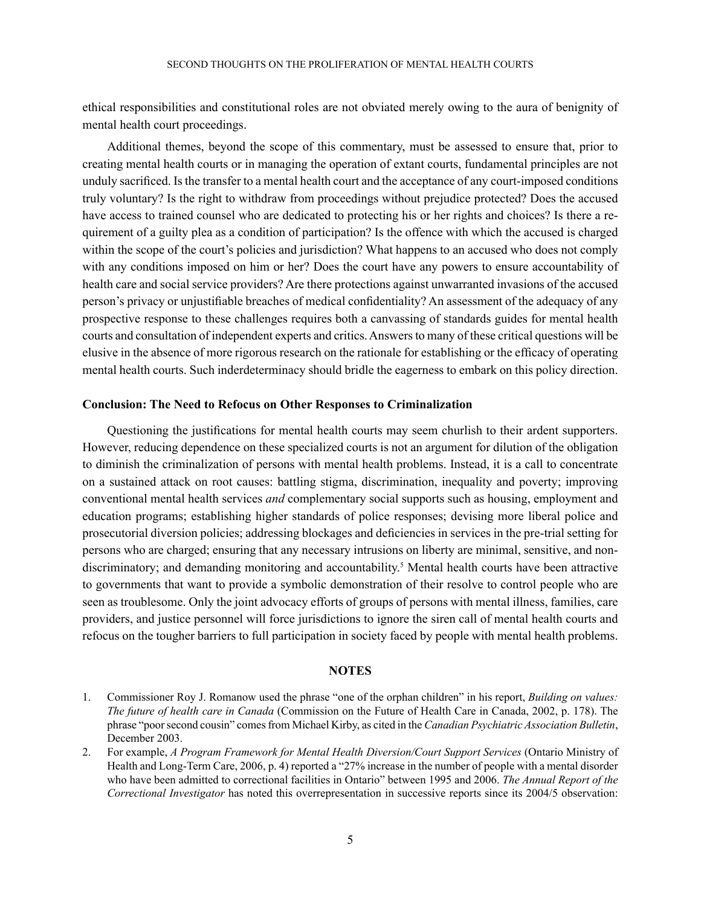ethical responsibilities and constitutional roles are not obviated merely owing to the aura of benignity of mental health court proceedings.

Additional themes, beyond the scope of this commentary, must be assessed to ensure that, prior to creating mental health courts or in managing the operation of extant courts, fundamental principles are not unduly sacrificed. Is the transfer to a mental health court and the acceptance of any court-imposed conditions truly voluntary? Is the right to withdraw from proceedings without prejudice protected? Does the accused have access to trained counsel who are dedicated to protecting his or her rights and choices? Is there a requirement of a guilty plea as a condition of participation? Is the offence with which the accused is charged within the scope of the court's policies and jurisdiction? What happens to an accused who does not comply with any conditions imposed on him or her? Does the court have any powers to ensure accountability of health care and social service providers? Are there protections against unwarranted invasions of the accused person's privacy or unjustifiable breaches of medical confidentiality? An assessment of the adequacy of any prospective response to these challenges requires both a canvassing of standards guides for mental health courts and consultation of independent experts and critics. Answers to many of these critical questions will be elusive in the absence of more rigorous research on the rationale for establishing or the efficacy of operating mental health courts. Such inderdeterminacy should bridle the eagerness to embark on this policy direction.

**Conclusion: The Need to Refocus on Other Responses to Criminalization**

Questioning the justifications for mental health courts may seem churlish to their ardent supporters. However, reducing dependence on these specialized courts is not an argument for dilution of the obligation to diminish the criminalization of persons with mental health problems. Instead, it is a call to concentrate on a sustained attack on root causes: battling stigma, discrimination, inequality and poverty; improving conventional mental health services *and* complementary social supports such as housing, employment and education programs; establishing higher standards of police responses; devising more liberal police and prosecutorial diversion policies; addressing blockages and deficiencies in services in the pre-trial setting for persons who are charged; ensuring that any necessary intrusions on liberty are minimal, sensitive, and non-discriminatory; and demanding monitoring and accountability.[5] Mental health courts have been attractive to governments that want to provide a symbolic demonstration of their resolve to control people who are seen as troublesome. Only the joint advocacy efforts of groups of persons with mental illness, families, care providers, and justice personnel will force jurisdictions to ignore the siren call of mental health courts and refocus on the tougher barriers to full participation in society faced by people with mental health problems.

## NOTES

1. Commissioner Roy J. Romanow used the phrase "one of the orphan children" in his report, *Building on values: The future of health care in Canada* (Commission on the Future of Health Care in Canada, 2002, p. 178). The phrase "poor second cousin" comes from Michael Kirby, as cited in the *Canadian Psychiatric Association Bulletin*, December 2003.
2. For example, *A Program Framework for Mental Health Diversion/Court Support Services* (Ontario Ministry of Health and Long-Term Care, 2006, p. 4) reported a "27% increase in the number of people with a mental disorder who have been admitted to correctional facilities in Ontario" between 1995 and 2006. *The Annual Report of the Correctional Investigator* has noted this overrepresentation in successive reports since its 2004/5 observation: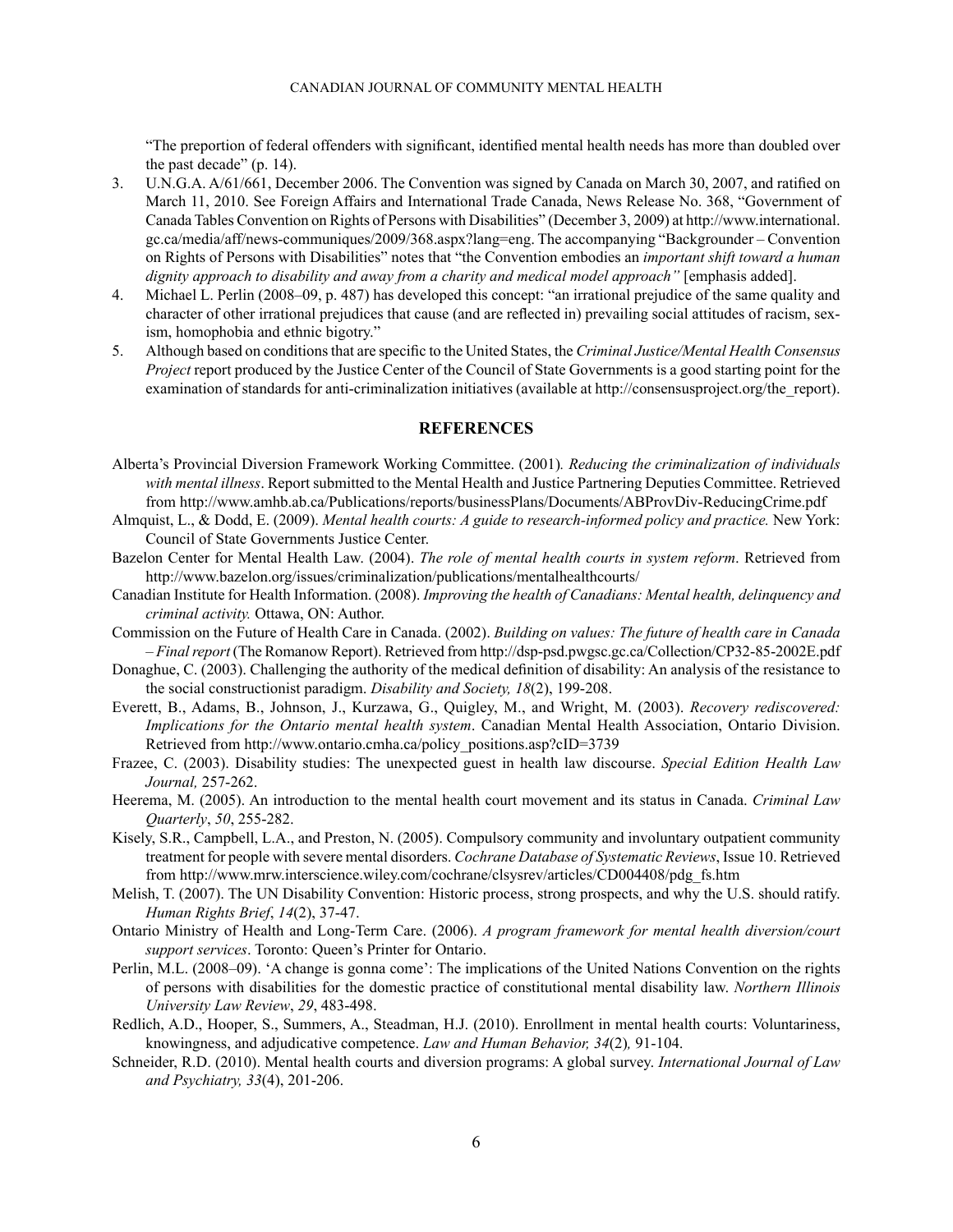"The preportion of federal offenders with significant, identified mental health needs has more than doubled over the past decade" (p. 14).

3. U.N.G.A. A/61/661, December 2006. The Convention was signed by Canada on March 30, 2007, and ratified on March 11, 2010. See Foreign Affairs and International Trade Canada, News Release No. 368, "Government of Canada Tables Convention on Rights of Persons with Disabilities" (December 3, 2009) at http://www.international.gc.ca/media/aff/news-communiques/2009/368.aspx?lang=eng. The accompanying "Backgrounder – Convention on Rights of Persons with Disabilities" notes that "the Convention embodies an *important shift toward a human dignity approach to disability and away from a charity and medical model approach"* [emphasis added].
4. Michael L. Perlin (2008–09, p. 487) has developed this concept: "an irrational prejudice of the same quality and character of other irrational prejudices that cause (and are reflected in) prevailing social attitudes of racism, sexism, homophobia and ethnic bigotry."
5. Although based on conditions that are specific to the United States, the *Criminal Justice/Mental Health Consensus Project* report produced by the Justice Center of the Council of State Governments is a good starting point for the examination of standards for anti-criminalization initiatives (available at http://consensusproject.org/the_report).

## REFERENCES

Alberta's Provincial Diversion Framework Working Committee. (2001)*. Reducing the criminalization of individuals with mental illness*. Report submitted to the Mental Health and Justice Partnering Deputies Committee. Retrieved from http://www.amhb.ab.ca/Publications/reports/businessPlans/Documents/ABProvDiv-ReducingCrime.pdf

Almquist, L., & Dodd, E. (2009). *Mental health courts: A guide to research-informed policy and practice.* New York: Council of State Governments Justice Center.

Bazelon Center for Mental Health Law. (2004). *The role of mental health courts in system reform*. Retrieved from http://www.bazelon.org/issues/criminalization/publications/mentalhealthcourts/

Canadian Institute for Health Information. (2008). *Improving the health of Canadians: Mental health, delinquency and criminal activity.* Ottawa, ON: Author.

Commission on the Future of Health Care in Canada. (2002). *Building on values: The future of health care in Canada – Final report* (The Romanow Report). Retrieved from http://dsp-psd.pwgsc.gc.ca/Collection/CP32-85-2002E.pdf

Donaghue, C. (2003). Challenging the authority of the medical definition of disability: An analysis of the resistance to the social constructionist paradigm. *Disability and Society, 18*(2), 199-208.

Everett, B., Adams, B., Johnson, J., Kurzawa, G., Quigley, M., and Wright, M. (2003). *Recovery rediscovered: Implications for the Ontario mental health system*. Canadian Mental Health Association, Ontario Division. Retrieved from http://www.ontario.cmha.ca/policy_positions.asp?cID=3739

Frazee, C. (2003). Disability studies: The unexpected guest in health law discourse. *Special Edition Health Law Journal,* 257-262.

Heerema, M. (2005). An introduction to the mental health court movement and its status in Canada. *Criminal Law Quarterly*, *50*, 255-282.

Kisely, S.R., Campbell, L.A., and Preston, N. (2005). Compulsory community and involuntary outpatient community treatment for people with severe mental disorders. *Cochrane Database of Systematic Reviews*, Issue 10. Retrieved from http://www.mrw.interscience.wiley.com/cochrane/clsysrev/articles/CD004408/pdg_fs.htm

Melish, T. (2007). The UN Disability Convention: Historic process, strong prospects, and why the U.S. should ratify. *Human Rights Brief*, *14*(2), 37-47.

Ontario Ministry of Health and Long-Term Care. (2006). *A program framework for mental health diversion/court support services*. Toronto: Queen's Printer for Ontario.

Perlin, M.L. (2008–09). 'A change is gonna come': The implications of the United Nations Convention on the rights of persons with disabilities for the domestic practice of constitutional mental disability law. *Northern Illinois University Law Review*, *29*, 483-498.

Redlich, A.D., Hooper, S., Summers, A., Steadman, H.J. (2010). Enrollment in mental health courts: Voluntariness, knowingness, and adjudicative competence. *Law and Human Behavior, 34*(2)*,* 91-104.

Schneider, R.D. (2010). Mental health courts and diversion programs: A global survey. *International Journal of Law and Psychiatry, 33*(4), 201-206.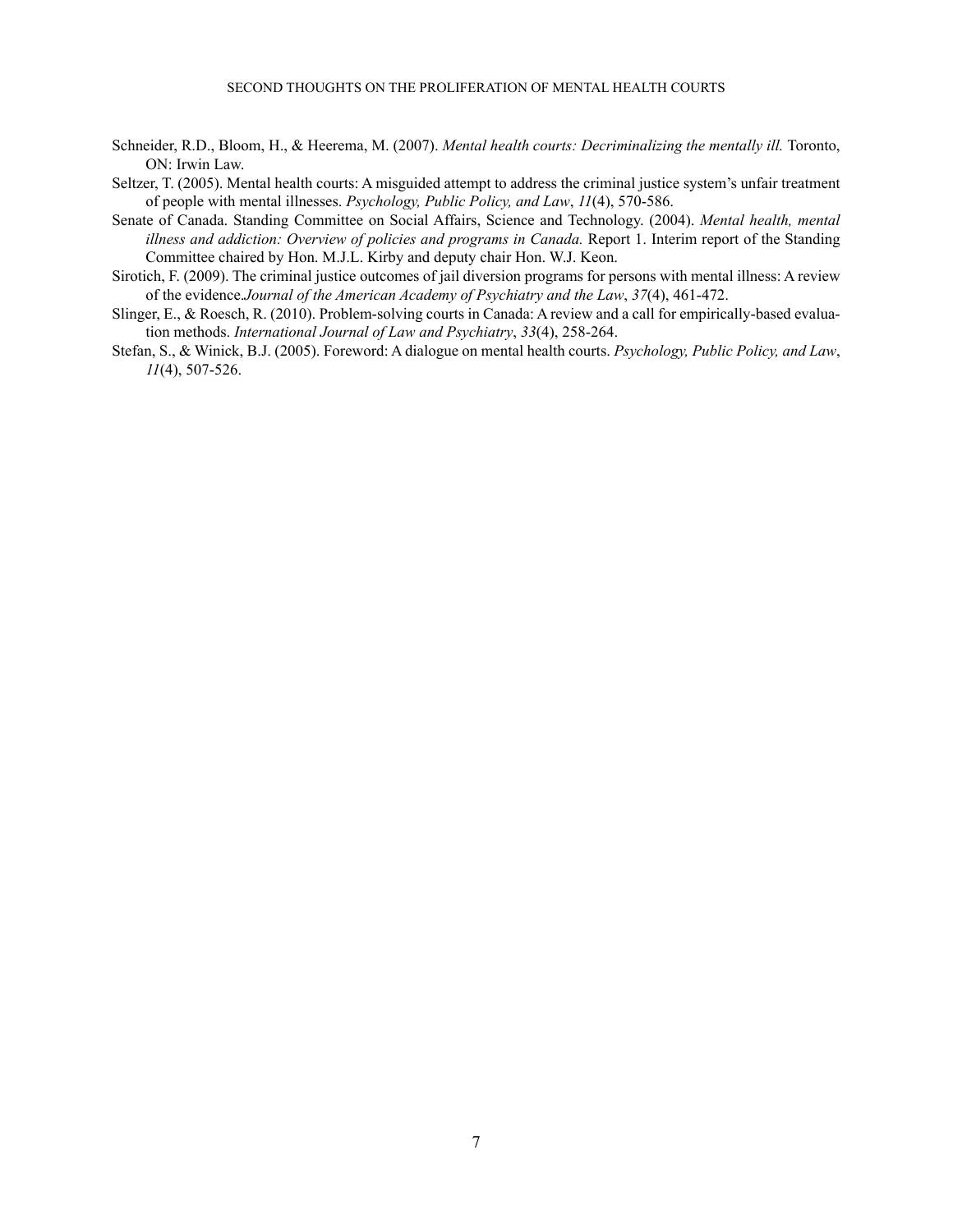Schneider, R.D., Bloom, H., & Heerema, M. (2007). *Mental health courts: Decriminalizing the mentally ill.* Toronto, ON: Irwin Law.

Seltzer, T. (2005). Mental health courts: A misguided attempt to address the criminal justice system's unfair treatment of people with mental illnesses. *Psychology, Public Policy, and Law*, *11*(4), 570-586.

Senate of Canada. Standing Committee on Social Affairs, Science and Technology. (2004). *Mental health, mental illness and addiction: Overview of policies and programs in Canada.* Report 1. Interim report of the Standing Committee chaired by Hon. M.J.L. Kirby and deputy chair Hon. W.J. Keon.

Sirotich, F. (2009). The criminal justice outcomes of jail diversion programs for persons with mental illness: A review of the evidence.*Journal of the American Academy of Psychiatry and the Law*, *37*(4), 461-472.

Slinger, E., & Roesch, R. (2010). Problem-solving courts in Canada: A review and a call for empirically-based evaluation methods. *International Journal of Law and Psychiatry*, *33*(4), 258-264.

Stefan, S., & Winick, B.J. (2005). Foreword: A dialogue on mental health courts. *Psychology, Public Policy, and Law*, *11*(4), 507-526.